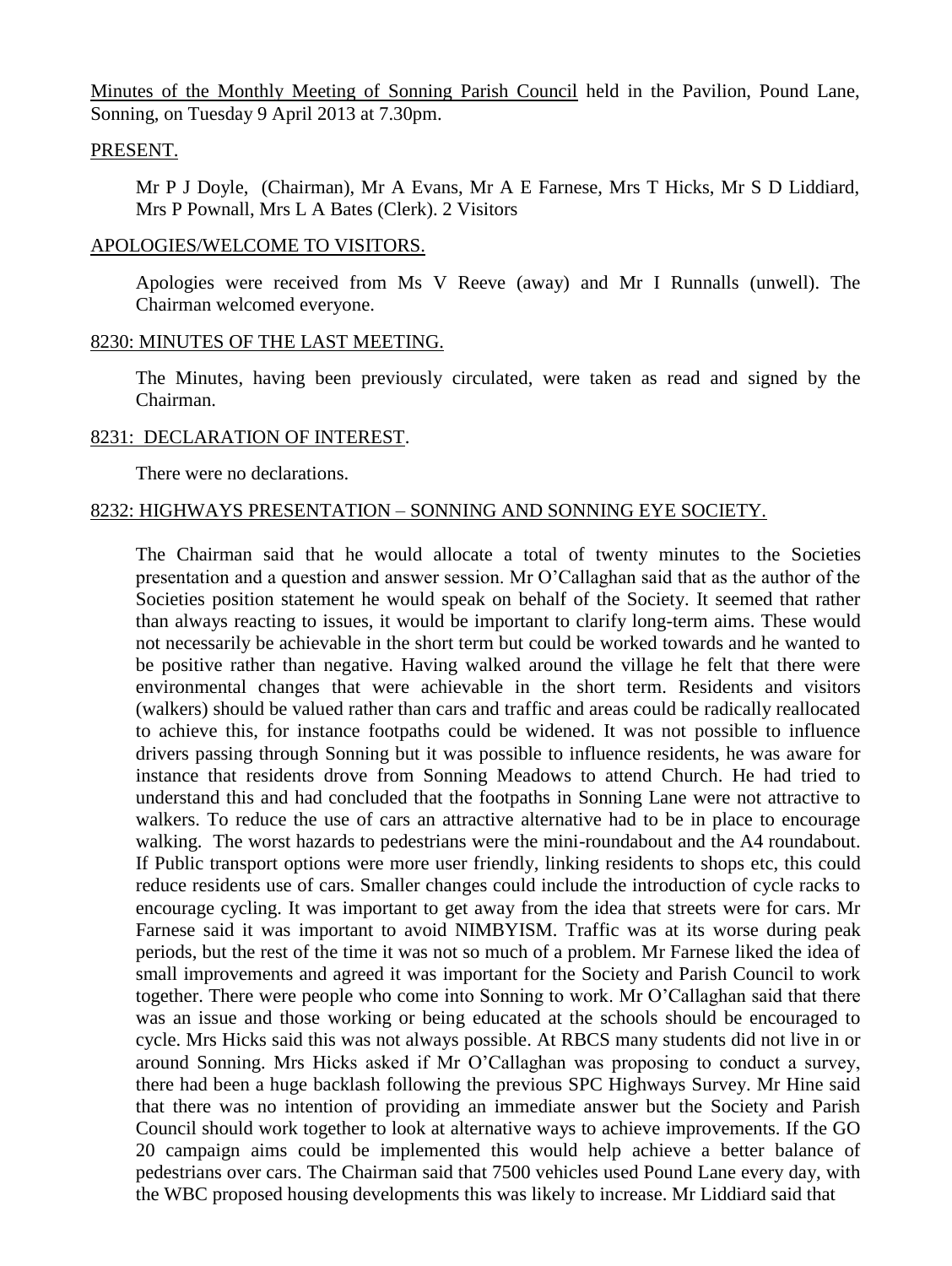Minutes of the Monthly Meeting of Sonning Parish Council held in the Pavilion, Pound Lane, Sonning, on Tuesday 9 April 2013 at 7.30pm.

## PRESENT.

Mr P J Doyle, (Chairman), Mr A Evans, Mr A E Farnese, Mrs T Hicks, Mr S D Liddiard, Mrs P Pownall, Mrs L A Bates (Clerk). 2 Visitors

## APOLOGIES/WELCOME TO VISITORS.

Apologies were received from Ms V Reeve (away) and Mr I Runnalls (unwell). The Chairman welcomed everyone.

## 8230: MINUTES OF THE LAST MEETING.

The Minutes, having been previously circulated, were taken as read and signed by the Chairman.

## 8231: DECLARATION OF INTEREST.

There were no declarations.

## 8232: HIGHWAYS PRESENTATION – SONNING AND SONNING EYE SOCIETY.

The Chairman said that he would allocate a total of twenty minutes to the Societies presentation and a question and answer session. Mr O'Callaghan said that as the author of the Societies position statement he would speak on behalf of the Society. It seemed that rather than always reacting to issues, it would be important to clarify long-term aims. These would not necessarily be achievable in the short term but could be worked towards and he wanted to be positive rather than negative. Having walked around the village he felt that there were environmental changes that were achievable in the short term. Residents and visitors (walkers) should be valued rather than cars and traffic and areas could be radically reallocated to achieve this, for instance footpaths could be widened. It was not possible to influence drivers passing through Sonning but it was possible to influence residents, he was aware for instance that residents drove from Sonning Meadows to attend Church. He had tried to understand this and had concluded that the footpaths in Sonning Lane were not attractive to walkers. To reduce the use of cars an attractive alternative had to be in place to encourage walking. The worst hazards to pedestrians were the mini-roundabout and the A4 roundabout. If Public transport options were more user friendly, linking residents to shops etc, this could reduce residents use of cars. Smaller changes could include the introduction of cycle racks to encourage cycling. It was important to get away from the idea that streets were for cars. Mr Farnese said it was important to avoid NIMBYISM. Traffic was at its worse during peak periods, but the rest of the time it was not so much of a problem. Mr Farnese liked the idea of small improvements and agreed it was important for the Society and Parish Council to work together. There were people who come into Sonning to work. Mr O'Callaghan said that there was an issue and those working or being educated at the schools should be encouraged to cycle. Mrs Hicks said this was not always possible. At RBCS many students did not live in or around Sonning. Mrs Hicks asked if Mr O'Callaghan was proposing to conduct a survey, there had been a huge backlash following the previous SPC Highways Survey. Mr Hine said that there was no intention of providing an immediate answer but the Society and Parish Council should work together to look at alternative ways to achieve improvements. If the GO 20 campaign aims could be implemented this would help achieve a better balance of pedestrians over cars. The Chairman said that 7500 vehicles used Pound Lane every day, with the WBC proposed housing developments this was likely to increase. Mr Liddiard said that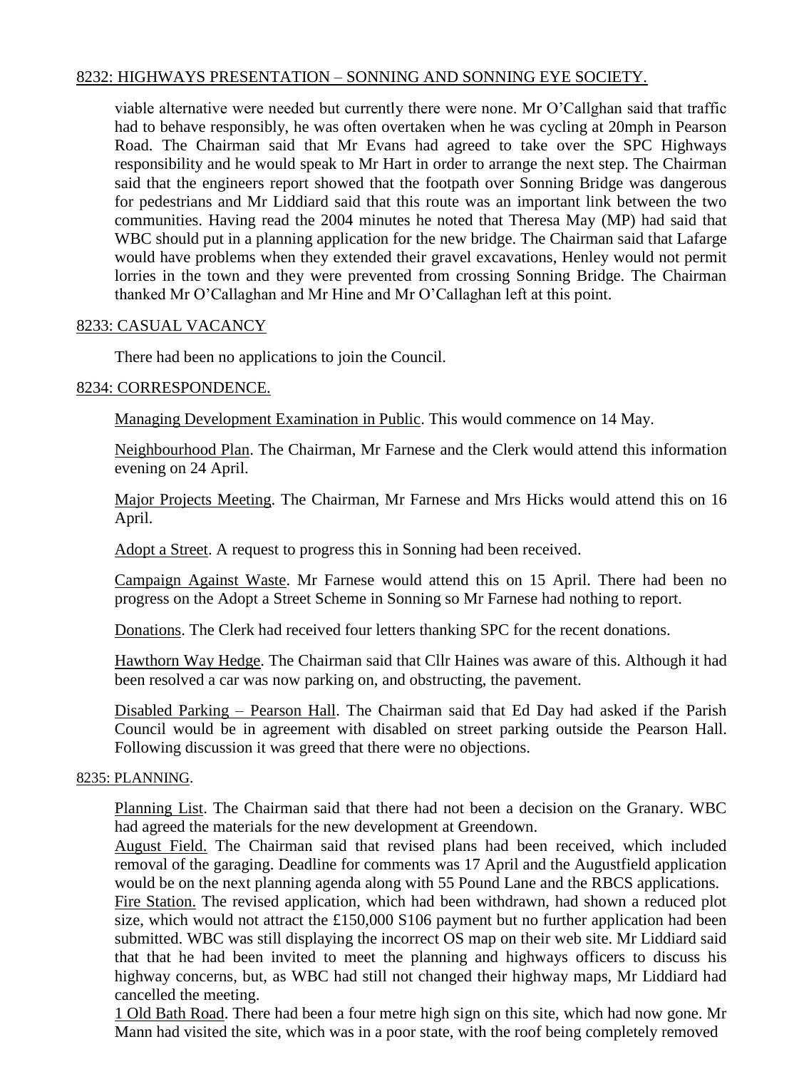## 8232: HIGHWAYS PRESENTATION – SONNING AND SONNING EYE SOCIETY.

viable alternative were needed but currently there were none. Mr O'Callghan said that traffic had to behave responsibly, he was often overtaken when he was cycling at 20mph in Pearson Road. The Chairman said that Mr Evans had agreed to take over the SPC Highways responsibility and he would speak to Mr Hart in order to arrange the next step. The Chairman said that the engineers report showed that the footpath over Sonning Bridge was dangerous for pedestrians and Mr Liddiard said that this route was an important link between the two communities. Having read the 2004 minutes he noted that Theresa May (MP) had said that WBC should put in a planning application for the new bridge. The Chairman said that Lafarge would have problems when they extended their gravel excavations, Henley would not permit lorries in the town and they were prevented from crossing Sonning Bridge. The Chairman thanked Mr O'Callaghan and Mr Hine and Mr O'Callaghan left at this point.

## 8233: CASUAL VACANCY

There had been no applications to join the Council.

## 8234: CORRESPONDENCE.

Managing Development Examination in Public. This would commence on 14 May.

Neighbourhood Plan. The Chairman, Mr Farnese and the Clerk would attend this information evening on 24 April.

Major Projects Meeting. The Chairman, Mr Farnese and Mrs Hicks would attend this on 16 April.

Adopt a Street. A request to progress this in Sonning had been received.

Campaign Against Waste. Mr Farnese would attend this on 15 April. There had been no progress on the Adopt a Street Scheme in Sonning so Mr Farnese had nothing to report.

Donations. The Clerk had received four letters thanking SPC for the recent donations.

Hawthorn Way Hedge. The Chairman said that Cllr Haines was aware of this. Although it had been resolved a car was now parking on, and obstructing, the pavement.

Disabled Parking – Pearson Hall. The Chairman said that Ed Day had asked if the Parish Council would be in agreement with disabled on street parking outside the Pearson Hall. Following discussion it was greed that there were no objections.

## 8235: PLANNING.

Planning List. The Chairman said that there had not been a decision on the Granary. WBC had agreed the materials for the new development at Greendown.

August Field. The Chairman said that revised plans had been received, which included removal of the garaging. Deadline for comments was 17 April and the Augustfield application would be on the next planning agenda along with 55 Pound Lane and the RBCS applications.

Fire Station. The revised application, which had been withdrawn, had shown a reduced plot size, which would not attract the £150,000 S106 payment but no further application had been submitted. WBC was still displaying the incorrect OS map on their web site. Mr Liddiard said that that he had been invited to meet the planning and highways officers to discuss his highway concerns, but, as WBC had still not changed their highway maps, Mr Liddiard had cancelled the meeting.

1 Old Bath Road. There had been a four metre high sign on this site, which had now gone. Mr Mann had visited the site, which was in a poor state, with the roof being completely removed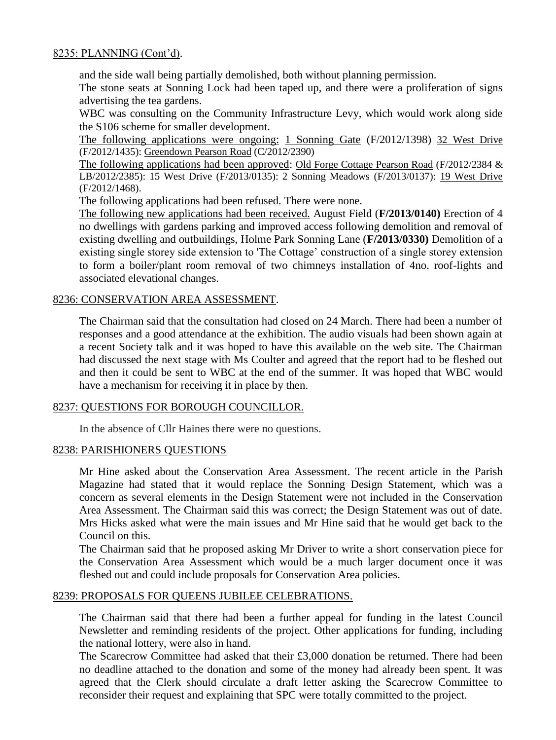## 8235: PLANNING (Cont'd).

and the side wall being partially demolished, both without planning permission.

The stone seats at Sonning Lock had been taped up, and there were a proliferation of signs advertising the tea gardens.

WBC was consulting on the Community Infrastructure Levy, which would work along side the S106 scheme for smaller development.

The following applications were ongoing: 1 Sonning Gate (F/2012/1398) 32 West Drive (F/2012/1435): Greendown Pearson Road (C/2012/2390)

The following applications had been approved: Old Forge Cottage Pearson Road (F/2012/2384 & LB/2012/2385): 15 West Drive (F/2013/0135): 2 Sonning Meadows (F/2013/0137): 19 West Drive (F/2012/1468).

The following applications had been refused. There were none.

The following new applications had been received. August Field (**F/2013/0140)** Erection of 4 no dwellings with gardens parking and improved access following demolition and removal of existing dwelling and outbuildings, Holme Park Sonning Lane (**F/2013/0330)** Demolition of a existing single storey side extension to 'The Cottage' construction of a single storey extension to form a boiler/plant room removal of two chimneys installation of 4no. roof-lights and associated elevational changes.

## 8236: CONSERVATION AREA ASSESSMENT.

The Chairman said that the consultation had closed on 24 March. There had been a number of responses and a good attendance at the exhibition. The audio visuals had been shown again at a recent Society talk and it was hoped to have this available on the web site. The Chairman had discussed the next stage with Ms Coulter and agreed that the report had to be fleshed out and then it could be sent to WBC at the end of the summer. It was hoped that WBC would have a mechanism for receiving it in place by then.

## 8237: QUESTIONS FOR BOROUGH COUNCILLOR.

In the absence of Cllr Haines there were no questions.

## 8238: PARISHIONERS QUESTIONS

Mr Hine asked about the Conservation Area Assessment. The recent article in the Parish Magazine had stated that it would replace the Sonning Design Statement, which was a concern as several elements in the Design Statement were not included in the Conservation Area Assessment. The Chairman said this was correct; the Design Statement was out of date. Mrs Hicks asked what were the main issues and Mr Hine said that he would get back to the Council on this.

The Chairman said that he proposed asking Mr Driver to write a short conservation piece for the Conservation Area Assessment which would be a much larger document once it was fleshed out and could include proposals for Conservation Area policies.

## 8239: PROPOSALS FOR QUEENS JUBILEE CELEBRATIONS.

The Chairman said that there had been a further appeal for funding in the latest Council Newsletter and reminding residents of the project. Other applications for funding, including the national lottery, were also in hand.

The Scarecrow Committee had asked that their £3,000 donation be returned. There had been no deadline attached to the donation and some of the money had already been spent. It was agreed that the Clerk should circulate a draft letter asking the Scarecrow Committee to reconsider their request and explaining that SPC were totally committed to the project.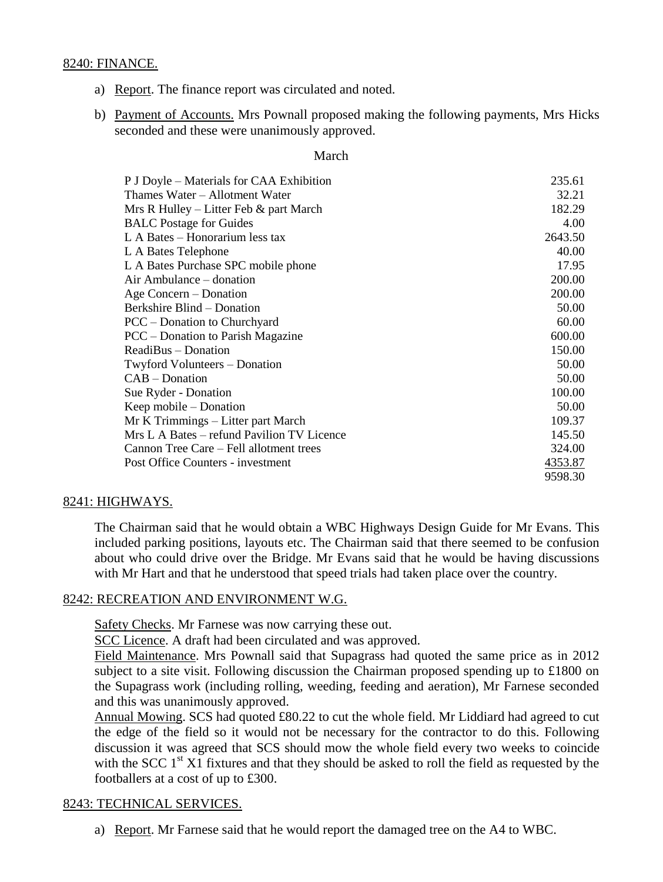8240: FINANCE.

a) Report. The finance report was circulated and noted.

b) Payment of Accounts. Mrs Pownall proposed making the following payments, Mrs Hicks seconded and these were unanimously approved.

March

| | |
|---|---|
| P J Doyle – Materials for CAA Exhibition | 235.61 |
| Thames Water – Allotment Water | 32.21 |
| Mrs R Hulley – Litter Feb & part March | 182.29 |
| BALC Postage for Guides | 4.00 |
| L A Bates – Honorarium less tax | 2643.50 |
| L A Bates Telephone | 40.00 |
| L A Bates Purchase SPC mobile phone | 17.95 |
| Air Ambulance – donation | 200.00 |
| Age Concern – Donation | 200.00 |
| Berkshire Blind – Donation | 50.00 |
| PCC – Donation to Churchyard | 60.00 |
| PCC – Donation to Parish Magazine | 600.00 |
| ReadiBus – Donation | 150.00 |
| Twyford Volunteers – Donation | 50.00 |
| CAB – Donation | 50.00 |
| Sue Ryder - Donation | 100.00 |
| Keep mobile – Donation | 50.00 |
| Mr K Trimmings – Litter part March | 109.37 |
| Mrs L A Bates – refund Pavilion TV Licence | 145.50 |
| Cannon Tree Care – Fell allotment trees | 324.00 |
| Post Office Counters - investment | 4353.87 |
| | 9598.30 |

8241: HIGHWAYS.

The Chairman said that he would obtain a WBC Highways Design Guide for Mr Evans. This included parking positions, layouts etc. The Chairman said that there seemed to be confusion about who could drive over the Bridge. Mr Evans said that he would be having discussions with Mr Hart and that he understood that speed trials had taken place over the country.

8242: RECREATION AND ENVIRONMENT W.G.

Safety Checks. Mr Farnese was now carrying these out.

SCC Licence. A draft had been circulated and was approved.

Field Maintenance. Mrs Pownall said that Supagrass had quoted the same price as in 2012 subject to a site visit. Following discussion the Chairman proposed spending up to £1800 on the Supagrass work (including rolling, weeding, feeding and aeration), Mr Farnese seconded and this was unanimously approved.

Annual Mowing. SCS had quoted £80.22 to cut the whole field. Mr Liddiard had agreed to cut the edge of the field so it would not be necessary for the contractor to do this. Following discussion it was agreed that SCS should mow the whole field every two weeks to coincide with the SCC 1st X1 fixtures and that they should be asked to roll the field as requested by the footballers at a cost of up to £300.

8243: TECHNICAL SERVICES.

a) Report. Mr Farnese said that he would report the damaged tree on the A4 to WBC.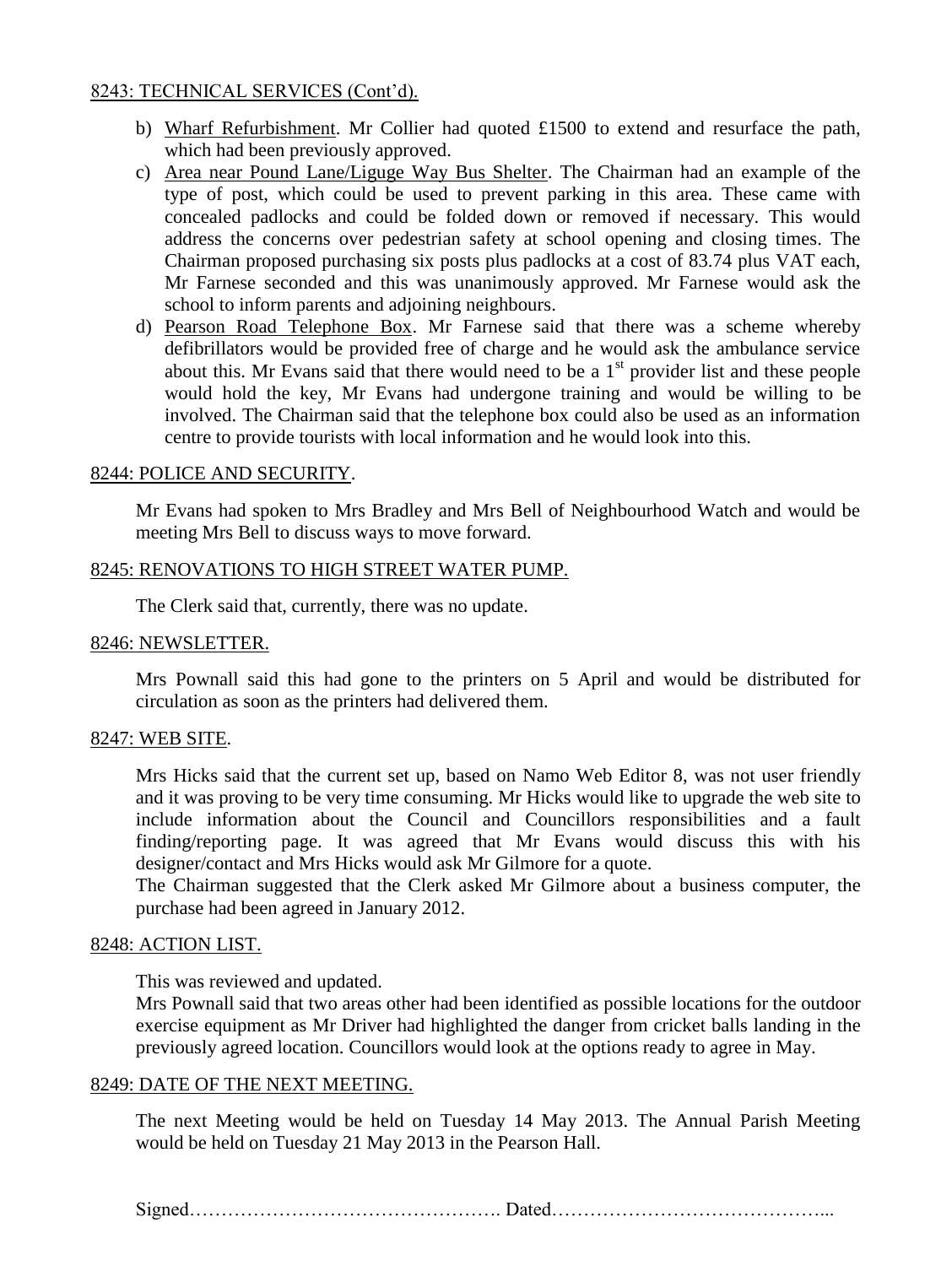8243: TECHNICAL SERVICES (Cont'd).

b) Wharf Refurbishment. Mr Collier had quoted £1500 to extend and resurface the path, which had been previously approved.
c) Area near Pound Lane/Liguge Way Bus Shelter. The Chairman had an example of the type of post, which could be used to prevent parking in this area. These came with concealed padlocks and could be folded down or removed if necessary. This would address the concerns over pedestrian safety at school opening and closing times. The Chairman proposed purchasing six posts plus padlocks at a cost of 83.74 plus VAT each, Mr Farnese seconded and this was unanimously approved. Mr Farnese would ask the school to inform parents and adjoining neighbours.
d) Pearson Road Telephone Box. Mr Farnese said that there was a scheme whereby defibrillators would be provided free of charge and he would ask the ambulance service about this. Mr Evans said that there would need to be a 1st provider list and these people would hold the key, Mr Evans had undergone training and would be willing to be involved. The Chairman said that the telephone box could also be used as an information centre to provide tourists with local information and he would look into this.

8244: POLICE AND SECURITY.

Mr Evans had spoken to Mrs Bradley and Mrs Bell of Neighbourhood Watch and would be meeting Mrs Bell to discuss ways to move forward.

8245: RENOVATIONS TO HIGH STREET WATER PUMP.

The Clerk said that, currently, there was no update.

8246: NEWSLETTER.

Mrs Pownall said this had gone to the printers on 5 April and would be distributed for circulation as soon as the printers had delivered them.

8247: WEB SITE.

Mrs Hicks said that the current set up, based on Namo Web Editor 8, was not user friendly and it was proving to be very time consuming. Mr Hicks would like to upgrade the web site to include information about the Council and Councillors responsibilities and a fault finding/reporting page. It was agreed that Mr Evans would discuss this with his designer/contact and Mrs Hicks would ask Mr Gilmore for a quote.

The Chairman suggested that the Clerk asked Mr Gilmore about a business computer, the purchase had been agreed in January 2012.

8248: ACTION LIST.

This was reviewed and updated.

Mrs Pownall said that two areas other had been identified as possible locations for the outdoor exercise equipment as Mr Driver had highlighted the danger from cricket balls landing in the previously agreed location. Councillors would look at the options ready to agree in May.

8249: DATE OF THE NEXT MEETING.

The next Meeting would be held on Tuesday 14 May 2013. The Annual Parish Meeting would be held on Tuesday 21 May 2013 in the Pearson Hall.

Signed…………………………………………. Dated……………………………………...